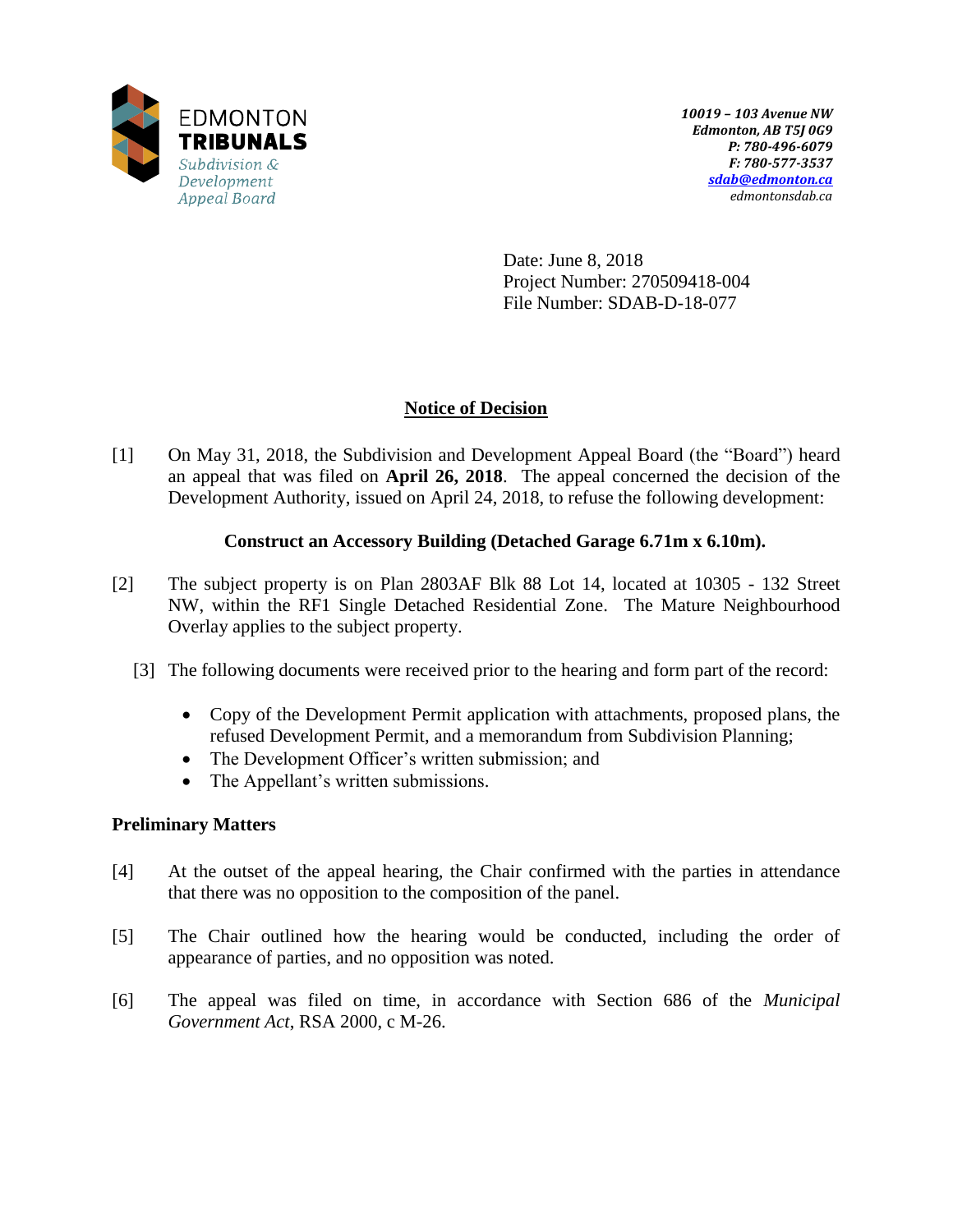EDMONTON
**TRIBUNALS**
*Subdivision & Development Appeal Board*

***10019 – 103 Avenue NW***
***Edmonton, AB T5J 0G9***
***P: 780-496-6079***
***F: 780-577-3537***
***sdab@edmonton.ca***
*edmontonsdab.ca*

Date: June 8, 2018
Project Number: 270509418-004
File Number: SDAB-D-18-077

## Notice of Decision

[1] On May 31, 2018, the Subdivision and Development Appeal Board (the "Board") heard an appeal that was filed on **April 26, 2018**. The appeal concerned the decision of the Development Authority, issued on April 24, 2018, to refuse the following development:

**Construct an Accessory Building (Detached Garage 6.71m x 6.10m).**

[2] The subject property is on Plan 2803AF Blk 88 Lot 14, located at 10305 - 132 Street NW, within the RF1 Single Detached Residential Zone. The Mature Neighbourhood Overlay applies to the subject property.

[3] The following documents were received prior to the hearing and form part of the record:

- Copy of the Development Permit application with attachments, proposed plans, the refused Development Permit, and a memorandum from Subdivision Planning;
- The Development Officer's written submission; and
- The Appellant's written submissions.

### Preliminary Matters

[4] At the outset of the appeal hearing, the Chair confirmed with the parties in attendance that there was no opposition to the composition of the panel.

[5] The Chair outlined how the hearing would be conducted, including the order of appearance of parties, and no opposition was noted.

[6] The appeal was filed on time, in accordance with Section 686 of the *Municipal Government Act*, RSA 2000, c M-26.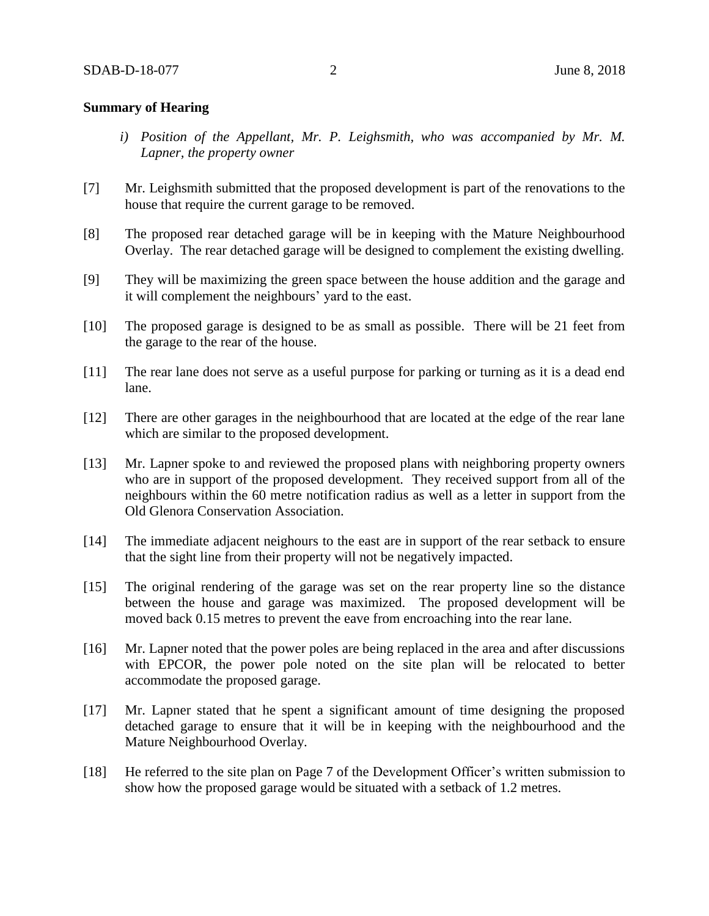**Summary of Hearing**

*i) Position of the Appellant, Mr. P. Leighsmith, who was accompanied by Mr. M. Lapner, the property owner*

[7] Mr. Leighsmith submitted that the proposed development is part of the renovations to the house that require the current garage to be removed.

[8] The proposed rear detached garage will be in keeping with the Mature Neighbourhood Overlay. The rear detached garage will be designed to complement the existing dwelling.

[9] They will be maximizing the green space between the house addition and the garage and it will complement the neighbours' yard to the east.

[10] The proposed garage is designed to be as small as possible. There will be 21 feet from the garage to the rear of the house.

[11] The rear lane does not serve as a useful purpose for parking or turning as it is a dead end lane.

[12] There are other garages in the neighbourhood that are located at the edge of the rear lane which are similar to the proposed development.

[13] Mr. Lapner spoke to and reviewed the proposed plans with neighboring property owners who are in support of the proposed development. They received support from all of the neighbours within the 60 metre notification radius as well as a letter in support from the Old Glenora Conservation Association.

[14] The immediate adjacent neighours to the east are in support of the rear setback to ensure that the sight line from their property will not be negatively impacted.

[15] The original rendering of the garage was set on the rear property line so the distance between the house and garage was maximized. The proposed development will be moved back 0.15 metres to prevent the eave from encroaching into the rear lane.

[16] Mr. Lapner noted that the power poles are being replaced in the area and after discussions with EPCOR, the power pole noted on the site plan will be relocated to better accommodate the proposed garage.

[17] Mr. Lapner stated that he spent a significant amount of time designing the proposed detached garage to ensure that it will be in keeping with the neighbourhood and the Mature Neighbourhood Overlay.

[18] He referred to the site plan on Page 7 of the Development Officer's written submission to show how the proposed garage would be situated with a setback of 1.2 metres.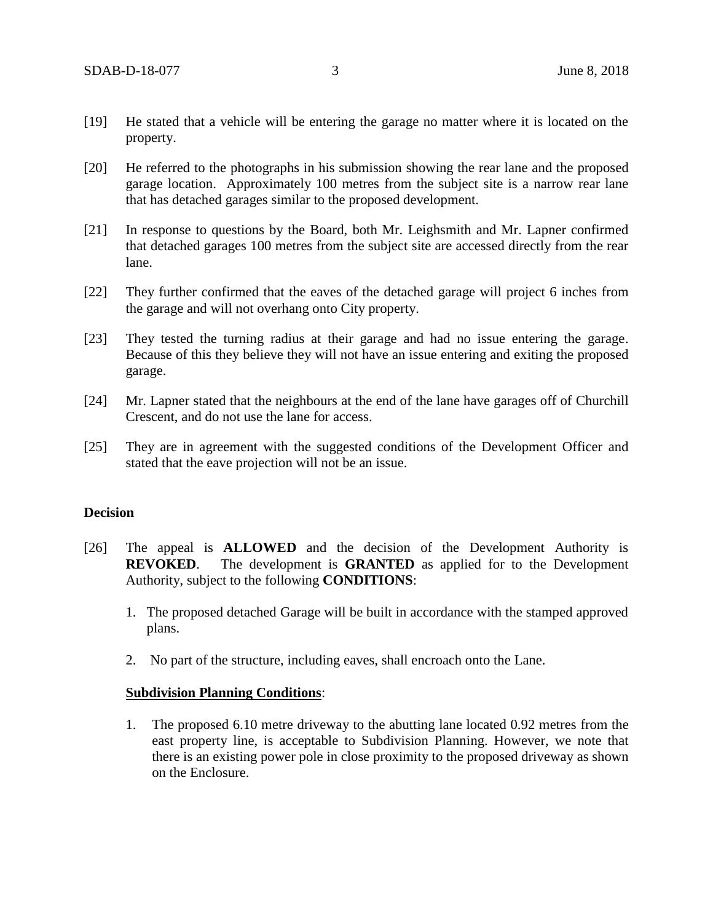[19] He stated that a vehicle will be entering the garage no matter where it is located on the property.

[20] He referred to the photographs in his submission showing the rear lane and the proposed garage location. Approximately 100 metres from the subject site is a narrow rear lane that has detached garages similar to the proposed development.

[21] In response to questions by the Board, both Mr. Leighsmith and Mr. Lapner confirmed that detached garages 100 metres from the subject site are accessed directly from the rear lane.

[22] They further confirmed that the eaves of the detached garage will project 6 inches from the garage and will not overhang onto City property.

[23] They tested the turning radius at their garage and had no issue entering the garage. Because of this they believe they will not have an issue entering and exiting the proposed garage.

[24] Mr. Lapner stated that the neighbours at the end of the lane have garages off of Churchill Crescent, and do not use the lane for access.

[25] They are in agreement with the suggested conditions of the Development Officer and stated that the eave projection will not be an issue.

**Decision**

[26] The appeal is **ALLOWED** and the decision of the Development Authority is **REVOKED**. The development is **GRANTED** as applied for to the Development Authority, subject to the following **CONDITIONS**:

1. The proposed detached Garage will be built in accordance with the stamped approved plans.
2. No part of the structure, including eaves, shall encroach onto the Lane.

**Subdivision Planning Conditions**:

1. The proposed 6.10 metre driveway to the abutting lane located 0.92 metres from the east property line, is acceptable to Subdivision Planning. However, we note that there is an existing power pole in close proximity to the proposed driveway as shown on the Enclosure.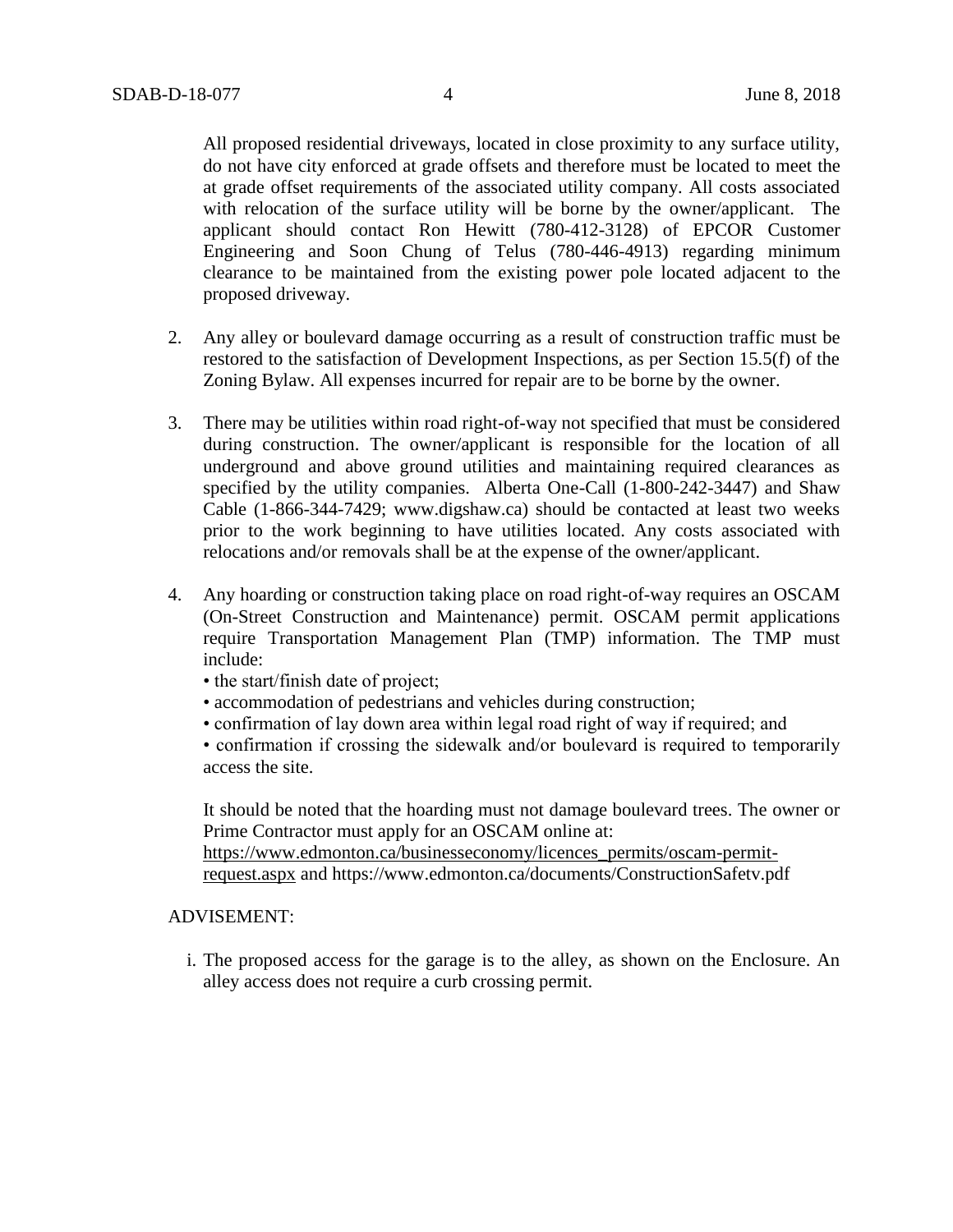All proposed residential driveways, located in close proximity to any surface utility, do not have city enforced at grade offsets and therefore must be located to meet the at grade offset requirements of the associated utility company. All costs associated with relocation of the surface utility will be borne by the owner/applicant. The applicant should contact Ron Hewitt (780-412-3128) of EPCOR Customer Engineering and Soon Chung of Telus (780-446-4913) regarding minimum clearance to be maintained from the existing power pole located adjacent to the proposed driveway.

2. Any alley or boulevard damage occurring as a result of construction traffic must be restored to the satisfaction of Development Inspections, as per Section 15.5(f) of the Zoning Bylaw. All expenses incurred for repair are to be borne by the owner.

3. There may be utilities within road right-of-way not specified that must be considered during construction. The owner/applicant is responsible for the location of all underground and above ground utilities and maintaining required clearances as specified by the utility companies. Alberta One-Call (1-800-242-3447) and Shaw Cable (1-866-344-7429; www.digshaw.ca) should be contacted at least two weeks prior to the work beginning to have utilities located. Any costs associated with relocations and/or removals shall be at the expense of the owner/applicant.

4. Any hoarding or construction taking place on road right-of-way requires an OSCAM (On-Street Construction and Maintenance) permit. OSCAM permit applications require Transportation Management Plan (TMP) information. The TMP must include:
   - the start/finish date of project;
   - accommodation of pedestrians and vehicles during construction;
   - confirmation of lay down area within legal road right of way if required; and
   - confirmation if crossing the sidewalk and/or boulevard is required to temporarily access the site.

   It should be noted that the hoarding must not damage boulevard trees. The owner or Prime Contractor must apply for an OSCAM online at: https://www.edmonton.ca/businesseconomy/licences_permits/oscam-permit-request.aspx and https://www.edmonton.ca/documents/ConstructionSafetv.pdf

ADVISEMENT:

i. The proposed access for the garage is to the alley, as shown on the Enclosure. An alley access does not require a curb crossing permit.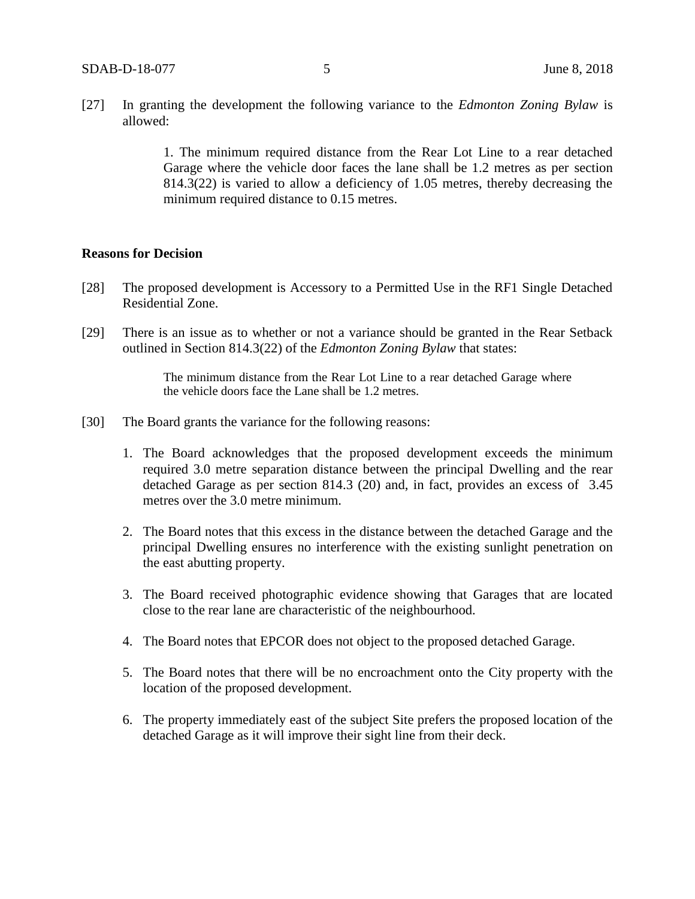[27] In granting the development the following variance to the *Edmonton Zoning Bylaw* is allowed:

> 1. The minimum required distance from the Rear Lot Line to a rear detached Garage where the vehicle door faces the lane shall be 1.2 metres as per section 814.3(22) is varied to allow a deficiency of 1.05 metres, thereby decreasing the minimum required distance to 0.15 metres.

**Reasons for Decision**

[28] The proposed development is Accessory to a Permitted Use in the RF1 Single Detached Residential Zone.

[29] There is an issue as to whether or not a variance should be granted in the Rear Setback outlined in Section 814.3(22) of the *Edmonton Zoning Bylaw* that states:

> The minimum distance from the Rear Lot Line to a rear detached Garage where the vehicle doors face the Lane shall be 1.2 metres.

[30] The Board grants the variance for the following reasons:

1. The Board acknowledges that the proposed development exceeds the minimum required 3.0 metre separation distance between the principal Dwelling and the rear detached Garage as per section 814.3 (20) and, in fact, provides an excess of 3.45 metres over the 3.0 metre minimum.
2. The Board notes that this excess in the distance between the detached Garage and the principal Dwelling ensures no interference with the existing sunlight penetration on the east abutting property.
3. The Board received photographic evidence showing that Garages that are located close to the rear lane are characteristic of the neighbourhood.
4. The Board notes that EPCOR does not object to the proposed detached Garage.
5. The Board notes that there will be no encroachment onto the City property with the location of the proposed development.
6. The property immediately east of the subject Site prefers the proposed location of the detached Garage as it will improve their sight line from their deck.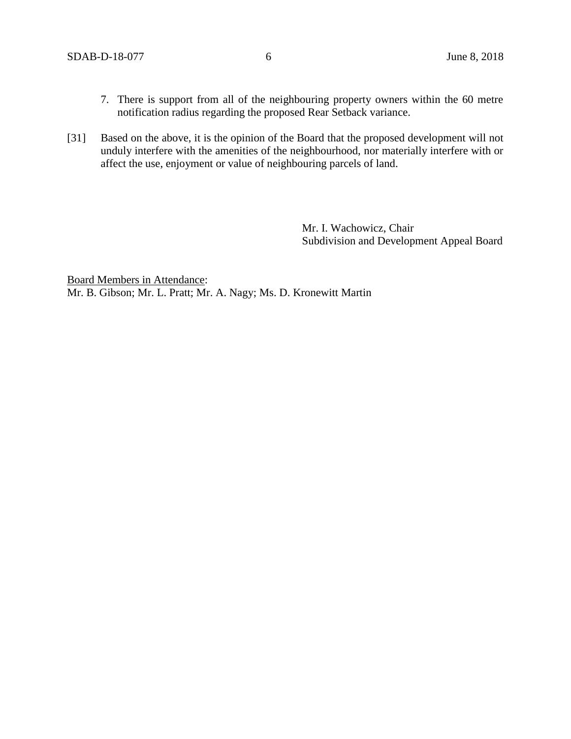7. There is support from all of the neighbouring property owners within the 60 metre notification radius regarding the proposed Rear Setback variance.

[31] Based on the above, it is the opinion of the Board that the proposed development will not unduly interfere with the amenities of the neighbourhood, nor materially interfere with or affect the use, enjoyment or value of neighbouring parcels of land.

Mr. I. Wachowicz, Chair
Subdivision and Development Appeal Board

Board Members in Attendance:
Mr. B. Gibson; Mr. L. Pratt; Mr. A. Nagy; Ms. D. Kronewitt Martin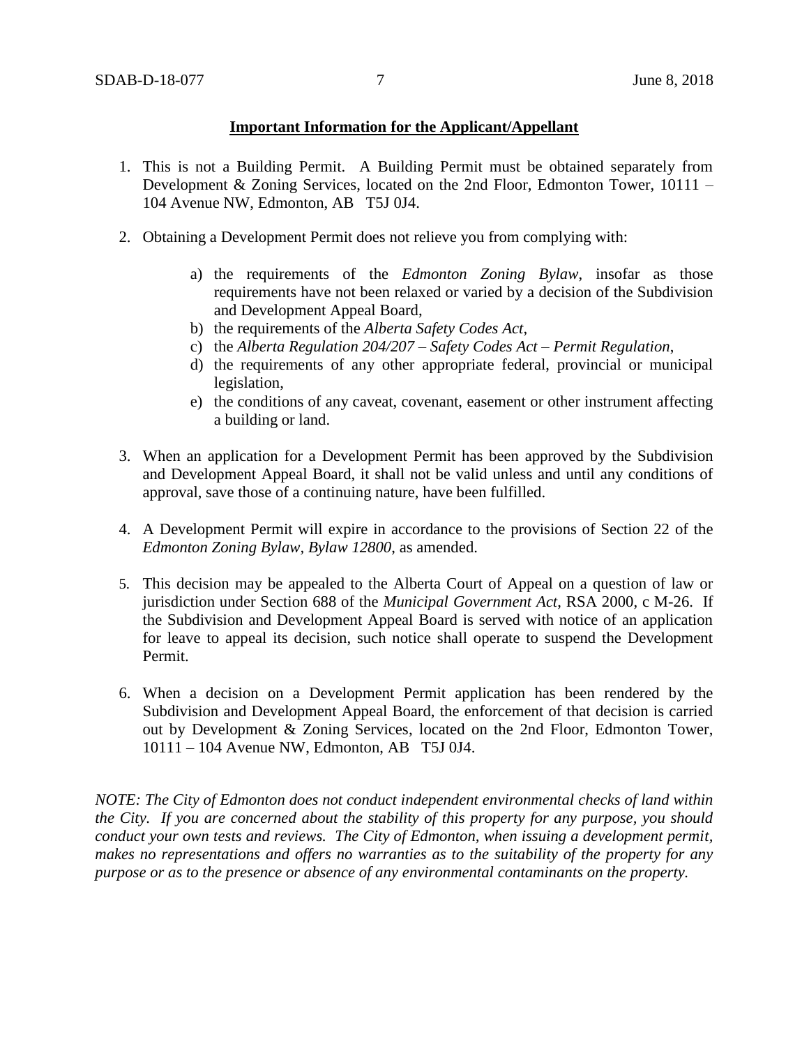**Important Information for the Applicant/Appellant**

1. This is not a Building Permit. A Building Permit must be obtained separately from Development & Zoning Services, located on the 2nd Floor, Edmonton Tower, 10111 – 104 Avenue NW, Edmonton, AB T5J 0J4.

2. Obtaining a Development Permit does not relieve you from complying with:

   a) the requirements of the *Edmonton Zoning Bylaw*, insofar as those requirements have not been relaxed or varied by a decision of the Subdivision and Development Appeal Board,
   b) the requirements of the *Alberta Safety Codes Act*,
   c) the *Alberta Regulation 204/207 – Safety Codes Act – Permit Regulation*,
   d) the requirements of any other appropriate federal, provincial or municipal legislation,
   e) the conditions of any caveat, covenant, easement or other instrument affecting a building or land.

3. When an application for a Development Permit has been approved by the Subdivision and Development Appeal Board, it shall not be valid unless and until any conditions of approval, save those of a continuing nature, have been fulfilled.

4. A Development Permit will expire in accordance to the provisions of Section 22 of the *Edmonton Zoning Bylaw, Bylaw 12800*, as amended.

5. This decision may be appealed to the Alberta Court of Appeal on a question of law or jurisdiction under Section 688 of the *Municipal Government Act*, RSA 2000, c M-26. If the Subdivision and Development Appeal Board is served with notice of an application for leave to appeal its decision, such notice shall operate to suspend the Development Permit.

6. When a decision on a Development Permit application has been rendered by the Subdivision and Development Appeal Board, the enforcement of that decision is carried out by Development & Zoning Services, located on the 2nd Floor, Edmonton Tower, 10111 – 104 Avenue NW, Edmonton, AB T5J 0J4.

*NOTE: The City of Edmonton does not conduct independent environmental checks of land within the City. If you are concerned about the stability of this property for any purpose, you should conduct your own tests and reviews. The City of Edmonton, when issuing a development permit, makes no representations and offers no warranties as to the suitability of the property for any purpose or as to the presence or absence of any environmental contaminants on the property.*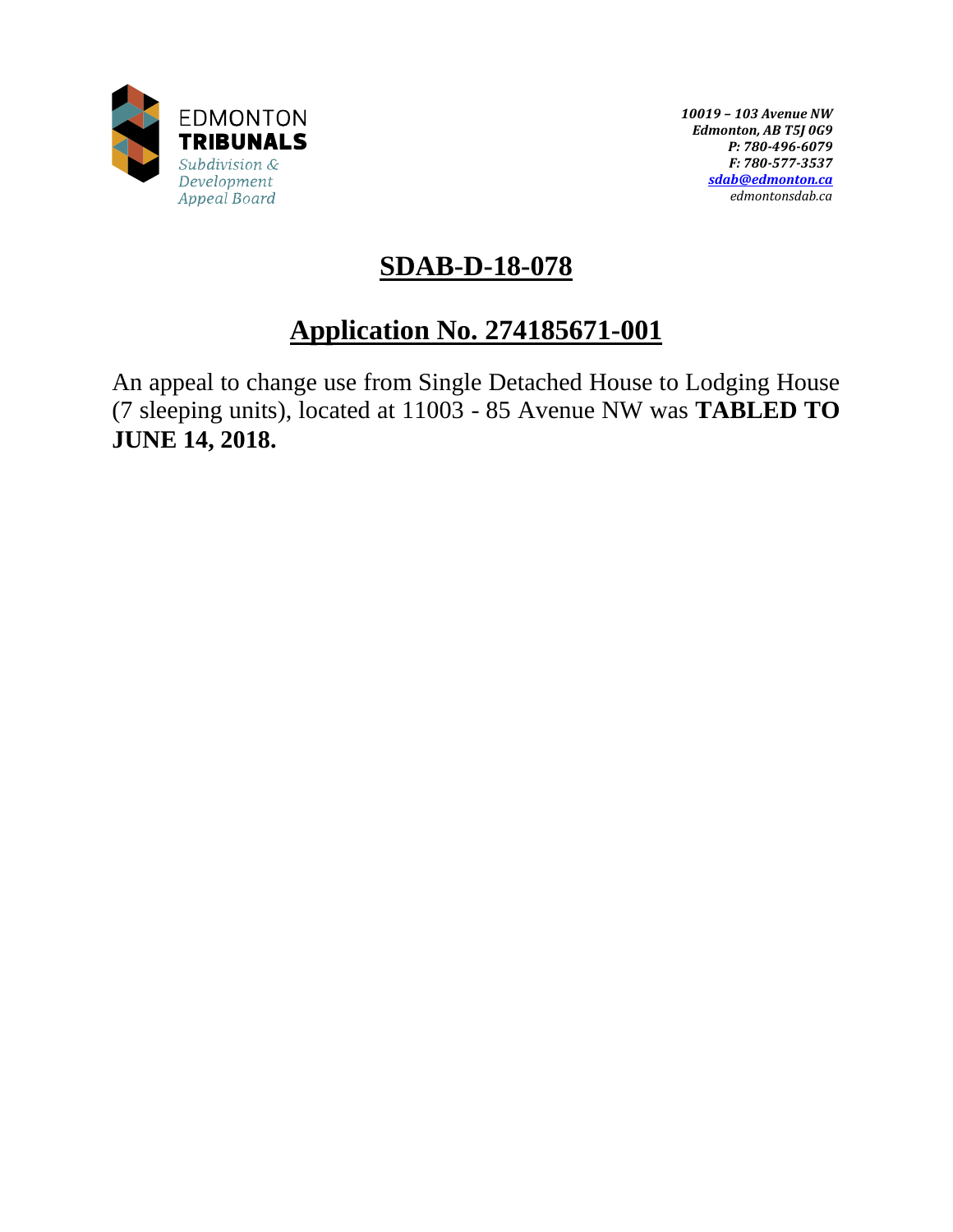EDMONTON
**TRIBUNALS**
*Subdivision & Development Appeal Board*

*10019 – 103 Avenue NW*
*Edmonton, AB T5J 0G9*
*P: 780-496-6079*
*F: 780-577-3537*
*sdab@edmonton.ca*
*edmontonsdab.ca*

# SDAB-D-18-078

## Application No. 274185671-001

An appeal to change use from Single Detached House to Lodging House (7 sleeping units), located at 11003 - 85 Avenue NW was **TABLED TO JUNE 14, 2018.**